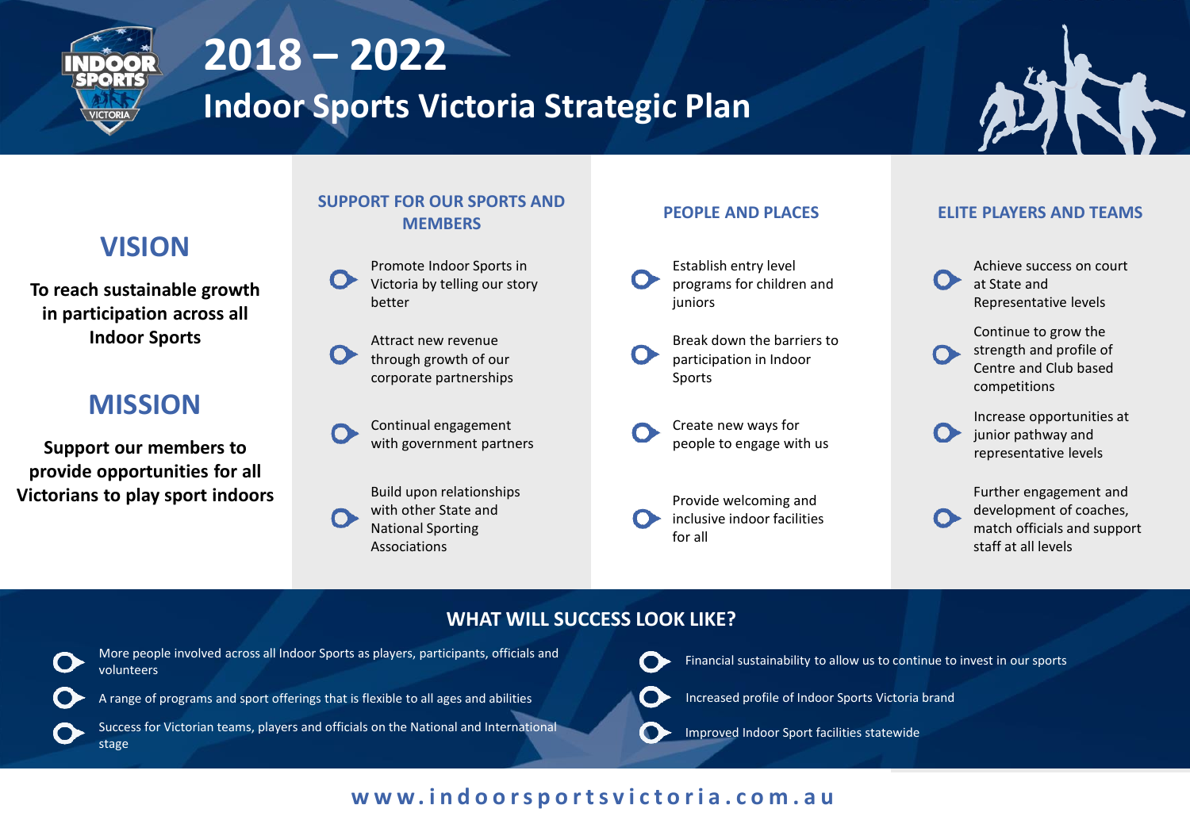# 2018 – 2022

# Indoor Sports Victoria Strategic Plan

## VISION

**To reach sustainable growth in participation across all Indoor Sports**

## MISSION

**Support our members to provide opportunities for all Victorians to play sport indoors**

## SUPPORT FOR OUR SPORTS AND MEMBERS

- Promote Indoor Sports in Victoria by telling our story better
- Attract new revenue through growth of our corporate partnerships
- Continual engagement with government partners
- Build upon relationships with other State and National Sporting Associations

## PEOPLE AND PLACES

- Establish entry level programs for children and juniors
- Break down the barriers to participation in Indoor Sports
- Create new ways for people to engage with us
- Provide welcoming and inclusive indoor facilities for all

## ELITE PLAYERS AND TEAMS

- Achieve success on court at State and Representative levels
- Continue to grow the strength and profile of Centre and Club based competitions
- Increase opportunities at junior pathway and representative levels
- Further engagement and development of coaches, match officials and support staff at all levels

## WHAT WILL SUCCESS LOOK LIKE?

- More people involved across all Indoor Sports as players, participants, officials and volunteers
- A range of programs and sport offerings that is flexible to all ages and abilities
- Success for Victorian teams, players and officials on the National and International stage
- Financial sustainability to allow us to continue to invest in our sports
- Increased profile of Indoor Sports Victoria brand
- Improved Indoor Sport facilities statewide

**www.indoorsportsvictoria.com.au**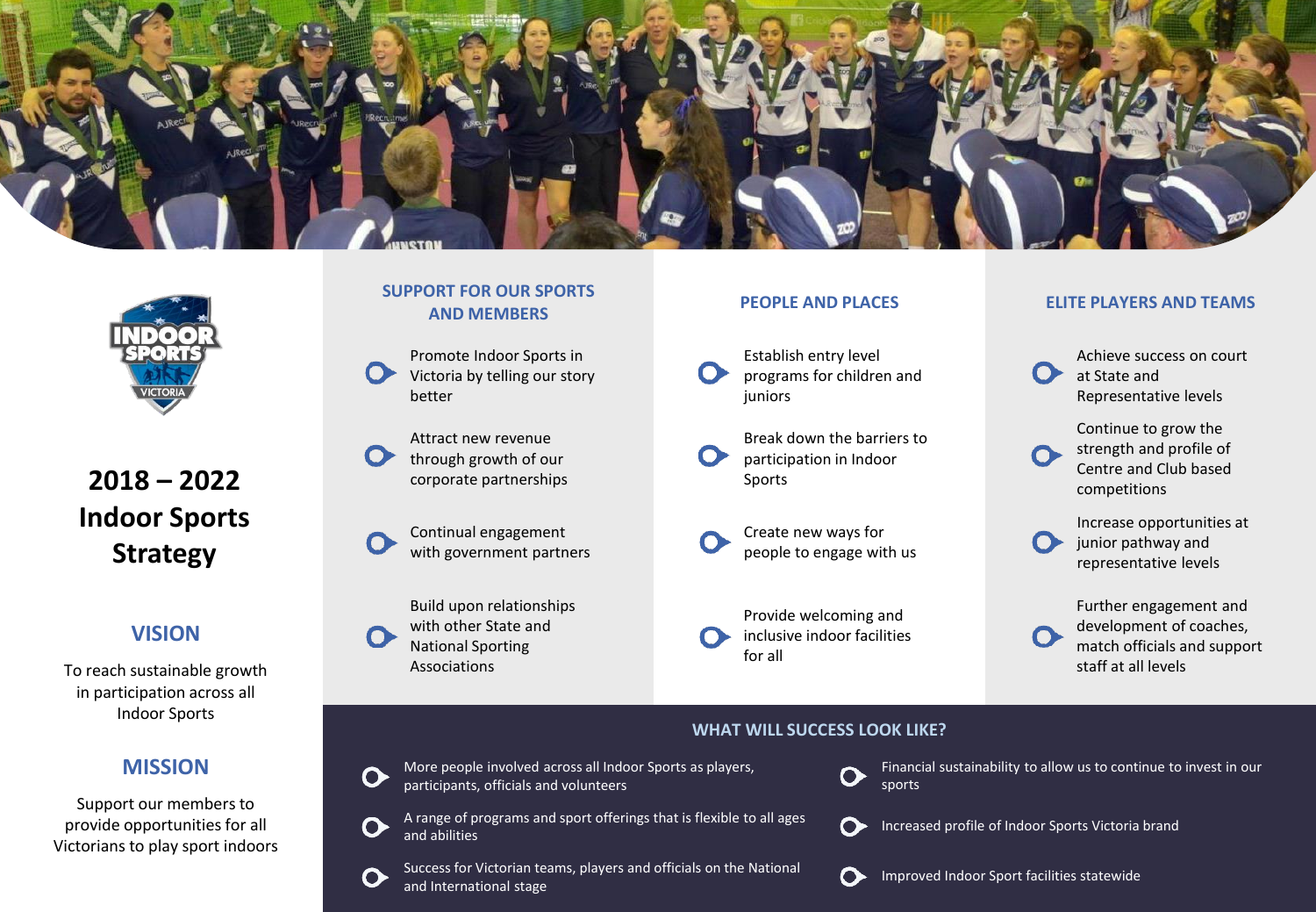# 2018 – 2022 Indoor Sports Strategy

## VISION

To reach sustainable growth in participation across all Indoor Sports

## MISSION

Support our members to provide opportunities for all Victorians to play sport indoors

## SUPPORT FOR OUR SPORTS AND MEMBERS

- Promote Indoor Sports in Victoria by telling our story better
- Attract new revenue through growth of our corporate partnerships
- Continual engagement with government partners
- Build upon relationships with other State and National Sporting Associations

## PEOPLE AND PLACES

- Establish entry level programs for children and juniors
- Break down the barriers to participation in Indoor Sports
- Create new ways for people to engage with us
- Provide welcoming and inclusive indoor facilities for all

## ELITE PLAYERS AND TEAMS

- Achieve success on court at State and Representative levels
- Continue to grow the strength and profile of Centre and Club based competitions
- Increase opportunities at junior pathway and representative levels
- Further engagement and development of coaches, match officials and support staff at all levels

## WHAT WILL SUCCESS LOOK LIKE?

- More people involved across all Indoor Sports as players, participants, officials and volunteers
- A range of programs and sport offerings that is flexible to all ages and abilities
- Success for Victorian teams, players and officials on the National and International stage
- Financial sustainability to allow us to continue to invest in our sports
- Increased profile of Indoor Sports Victoria brand
- Improved Indoor Sport facilities statewide